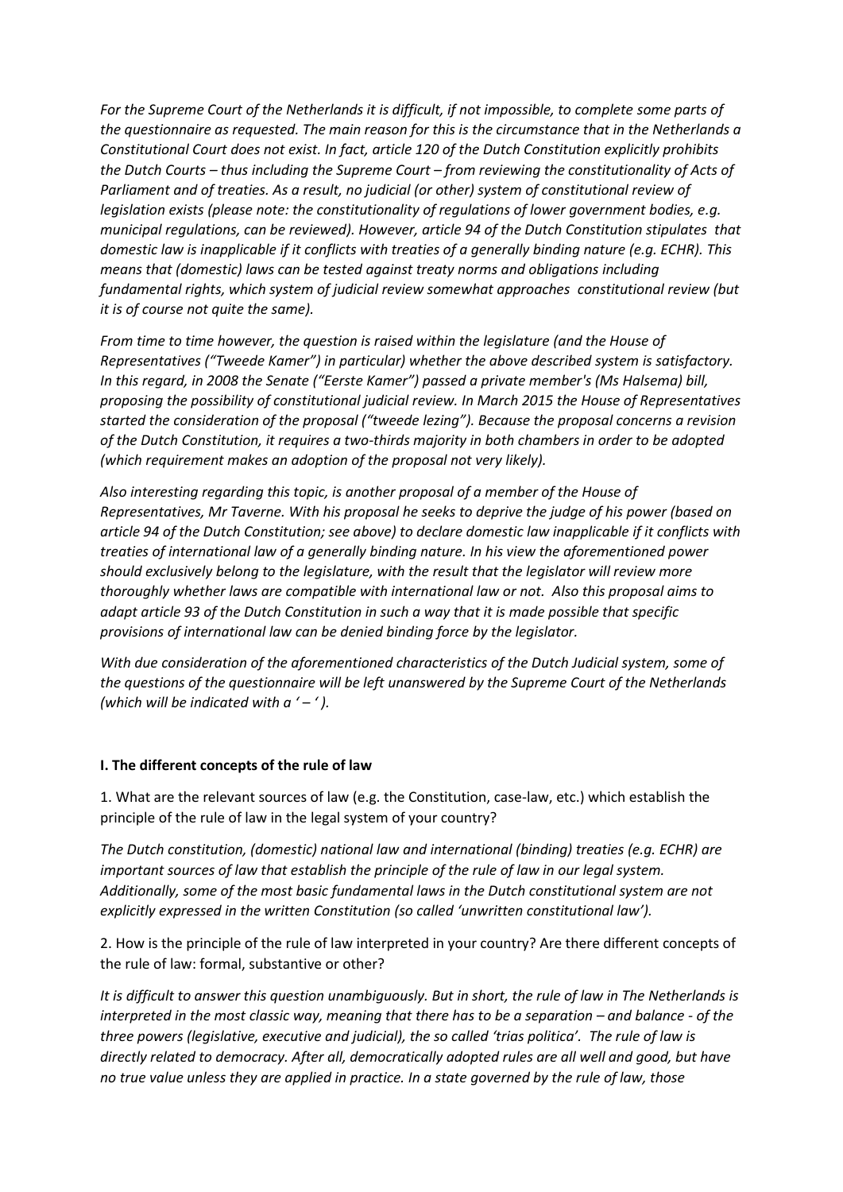*For the Supreme Court of the Netherlands it is difficult, if not impossible, to complete some parts of the questionnaire as requested. The main reason for this is the circumstance that in the Netherlands a Constitutional Court does not exist. In fact, article 120 of the Dutch Constitution explicitly prohibits the Dutch Courts – thus including the Supreme Court – from reviewing the constitutionality of Acts of Parliament and of treaties. As a result, no judicial (or other) system of constitutional review of legislation exists (please note: the constitutionality of regulations of lower government bodies, e.g. municipal regulations, can be reviewed). However, article 94 of the Dutch Constitution stipulates that domestic law is inapplicable if it conflicts with treaties of a generally binding nature (e.g. ECHR). This means that (domestic) laws can be tested against treaty norms and obligations including fundamental rights, which system of judicial review somewhat approaches constitutional review (but it is of course not quite the same).*

*From time to time however, the question is raised within the legislature (and the House of Representatives ("Tweede Kamer") in particular) whether the above described system is satisfactory. In this regard, in 2008 the Senate ("Eerste Kamer") passed a private member's (Ms Halsema) bill, proposing the possibility of constitutional judicial review. In March 2015 the House of Representatives started the consideration of the proposal ("tweede lezing"). Because the proposal concerns a revision of the Dutch Constitution, it requires a two-thirds majority in both chambers in order to be adopted (which requirement makes an adoption of the proposal not very likely).*

*Also interesting regarding this topic, is another proposal of a member of the House of Representatives, Mr Taverne. With his proposal he seeks to deprive the judge of his power (based on article 94 of the Dutch Constitution; see above) to declare domestic law inapplicable if it conflicts with treaties of international law of a generally binding nature. In his view the aforementioned power should exclusively belong to the legislature, with the result that the legislator will review more thoroughly whether laws are compatible with international law or not. Also this proposal aims to adapt article 93 of the Dutch Constitution in such a way that it is made possible that specific provisions of international law can be denied binding force by the legislator.*

*With due consideration of the aforementioned characteristics of the Dutch Judicial system, some of the questions of the questionnaire will be left unanswered by the Supreme Court of the Netherlands (which will be indicated with a ' – ' ).*

## I. The different concepts of the rule of law

1. What are the relevant sources of law (e.g. the Constitution, case-law, etc.) which establish the principle of the rule of law in the legal system of your country?

*The Dutch constitution, (domestic) national law and international (binding) treaties (e.g. ECHR) are important sources of law that establish the principle of the rule of law in our legal system. Additionally, some of the most basic fundamental laws in the Dutch constitutional system are not explicitly expressed in the written Constitution (so called 'unwritten constitutional law').*

2. How is the principle of the rule of law interpreted in your country? Are there different concepts of the rule of law: formal, substantive or other?

*It is difficult to answer this question unambiguously. But in short, the rule of law in The Netherlands is interpreted in the most classic way, meaning that there has to be a separation – and balance - of the three powers (legislative, executive and judicial), the so called 'trias politica'. The rule of law is directly related to democracy. After all, democratically adopted rules are all well and good, but have no true value unless they are applied in practice. In a state governed by the rule of law, those*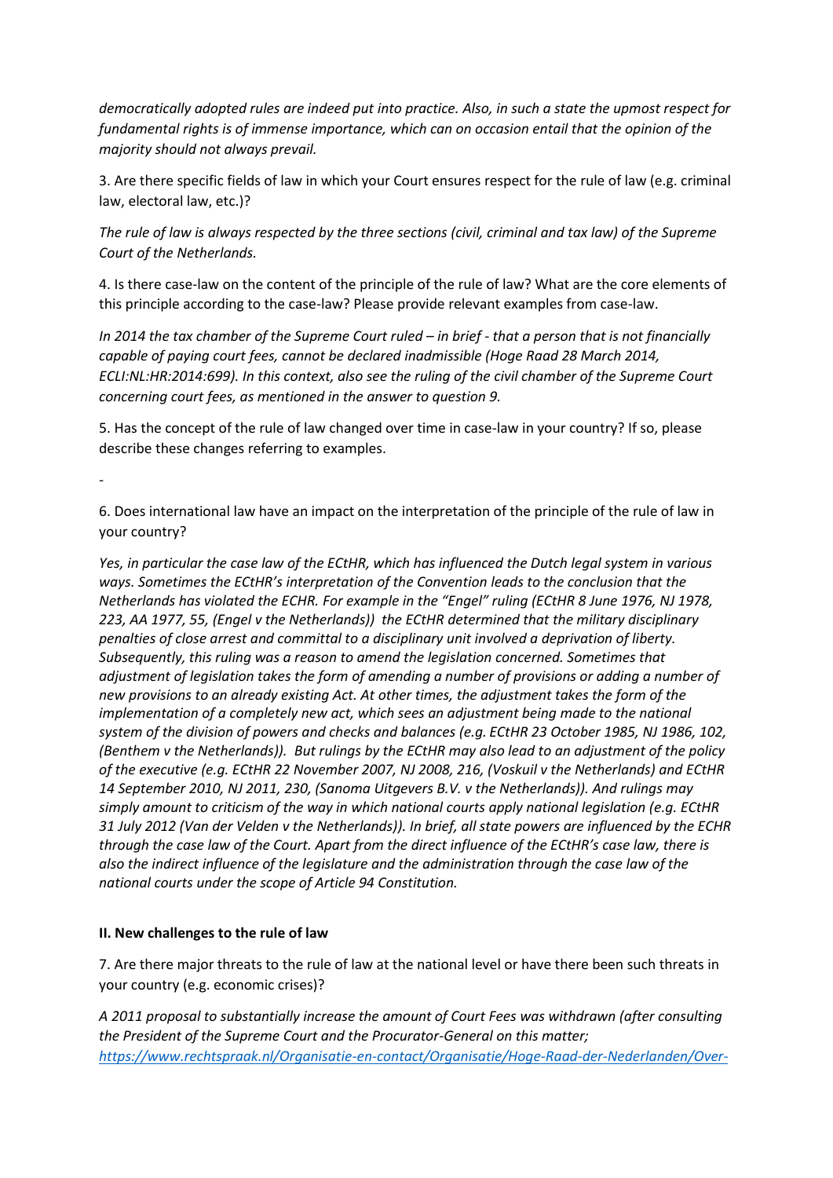*democratically adopted rules are indeed put into practice. Also, in such a state the upmost respect for fundamental rights is of immense importance, which can on occasion entail that the opinion of the majority should not always prevail.*

3. Are there specific fields of law in which your Court ensures respect for the rule of law (e.g. criminal law, electoral law, etc.)?

*The rule of law is always respected by the three sections (civil, criminal and tax law) of the Supreme Court of the Netherlands.*

4. Is there case-law on the content of the principle of the rule of law? What are the core elements of this principle according to the case-law? Please provide relevant examples from case-law.

*In 2014 the tax chamber of the Supreme Court ruled – in brief - that a person that is not financially capable of paying court fees, cannot be declared inadmissible (Hoge Raad 28 March 2014, ECLI:NL:HR:2014:699). In this context, also see the ruling of the civil chamber of the Supreme Court concerning court fees, as mentioned in the answer to question 9.*

5. Has the concept of the rule of law changed over time in case-law in your country? If so, please describe these changes referring to examples.

-

6. Does international law have an impact on the interpretation of the principle of the rule of law in your country?

*Yes, in particular the case law of the ECtHR, which has influenced the Dutch legal system in various ways. Sometimes the ECtHR's interpretation of the Convention leads to the conclusion that the Netherlands has violated the ECHR. For example in the "Engel" ruling (ECtHR 8 June 1976, NJ 1978, 223, AA 1977, 55, (Engel v the Netherlands)) the ECtHR determined that the military disciplinary penalties of close arrest and committal to a disciplinary unit involved a deprivation of liberty. Subsequently, this ruling was a reason to amend the legislation concerned. Sometimes that adjustment of legislation takes the form of amending a number of provisions or adding a number of new provisions to an already existing Act. At other times, the adjustment takes the form of the implementation of a completely new act, which sees an adjustment being made to the national system of the division of powers and checks and balances (e.g. ECtHR 23 October 1985, NJ 1986, 102, (Benthem v the Netherlands)). But rulings by the ECtHR may also lead to an adjustment of the policy of the executive (e.g. ECtHR 22 November 2007, NJ 2008, 216, (Voskuil v the Netherlands) and ECtHR 14 September 2010, NJ 2011, 230, (Sanoma Uitgevers B.V. v the Netherlands)). And rulings may simply amount to criticism of the way in which national courts apply national legislation (e.g. ECtHR 31 July 2012 (Van der Velden v the Netherlands)). In brief, all state powers are influenced by the ECHR through the case law of the Court. Apart from the direct influence of the ECtHR's case law, there is also the indirect influence of the legislature and the administration through the case law of the national courts under the scope of Article 94 Constitution.*

## II. New challenges to the rule of law

7. Are there major threats to the rule of law at the national level or have there been such threats in your country (e.g. economic crises)?

*A 2011 proposal to substantially increase the amount of Court Fees was withdrawn (after consulting the President of the Supreme Court and the Procurator-General on this matter; https://www.rechtspraak.nl/Organisatie-en-contact/Organisatie/Hoge-Raad-der-Nederlanden/Over-*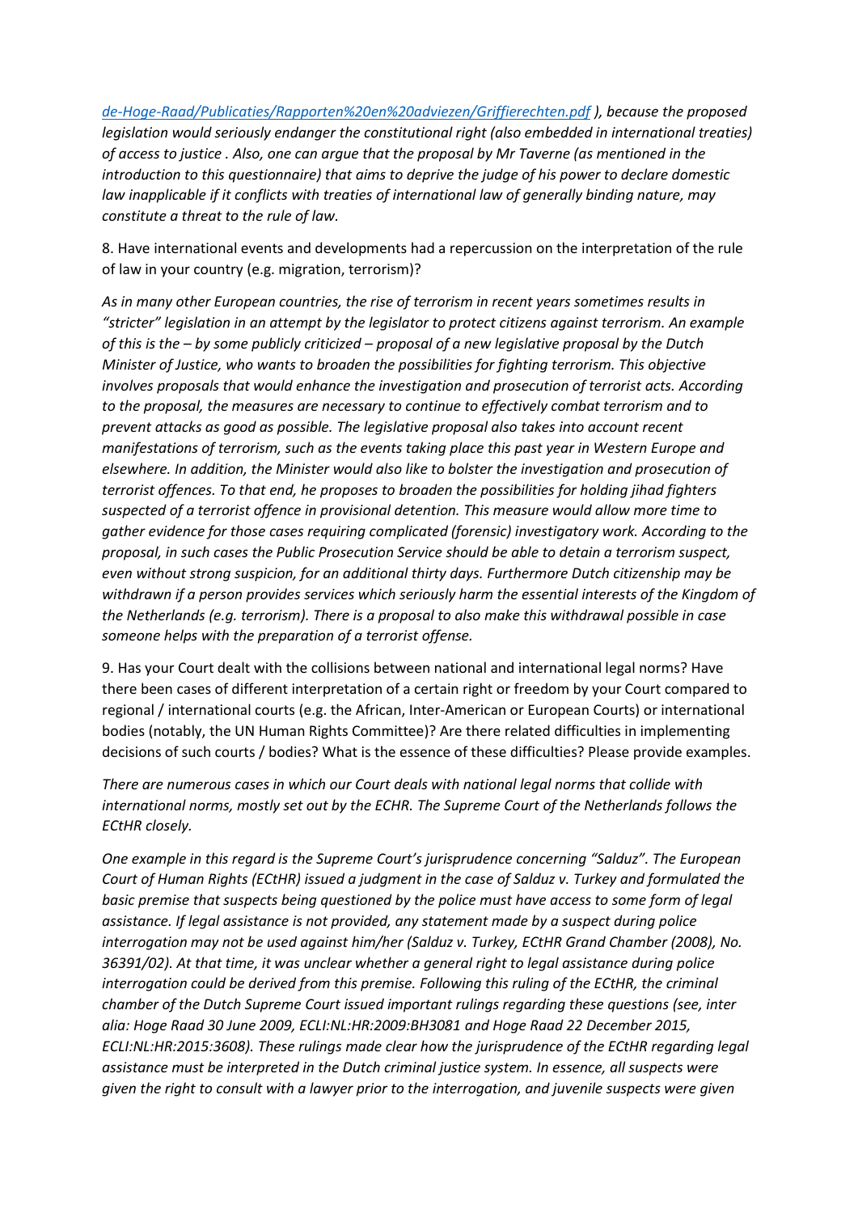*[de-Hoge-Raad/Publicaties/Rapporten%20en%20adviezen/Griffierechten.pdf](de-Hoge-Raad/Publicaties/Rapporten%20en%20adviezen/Griffierechten.pdf) ), because the proposed legislation would seriously endanger the constitutional right (also embedded in international treaties) of access to justice . Also, one can argue that the proposal by Mr Taverne (as mentioned in the introduction to this questionnaire) that aims to deprive the judge of his power to declare domestic law inapplicable if it conflicts with treaties of international law of generally binding nature, may constitute a threat to the rule of law.*

8. Have international events and developments had a repercussion on the interpretation of the rule of law in your country (e.g. migration, terrorism)?

*As in many other European countries, the rise of terrorism in recent years sometimes results in "stricter" legislation in an attempt by the legislator to protect citizens against terrorism. An example of this is the – by some publicly criticized – proposal of a new legislative proposal by the Dutch Minister of Justice, who wants to broaden the possibilities for fighting terrorism. This objective involves proposals that would enhance the investigation and prosecution of terrorist acts. According to the proposal, the measures are necessary to continue to effectively combat terrorism and to prevent attacks as good as possible. The legislative proposal also takes into account recent manifestations of terrorism, such as the events taking place this past year in Western Europe and elsewhere. In addition, the Minister would also like to bolster the investigation and prosecution of terrorist offences. To that end, he proposes to broaden the possibilities for holding jihad fighters suspected of a terrorist offence in provisional detention. This measure would allow more time to gather evidence for those cases requiring complicated (forensic) investigatory work. According to the proposal, in such cases the Public Prosecution Service should be able to detain a terrorism suspect, even without strong suspicion, for an additional thirty days. Furthermore Dutch citizenship may be withdrawn if a person provides services which seriously harm the essential interests of the Kingdom of the Netherlands (e.g. terrorism). There is a proposal to also make this withdrawal possible in case someone helps with the preparation of a terrorist offense.*

9. Has your Court dealt with the collisions between national and international legal norms? Have there been cases of different interpretation of a certain right or freedom by your Court compared to regional / international courts (e.g. the African, Inter-American or European Courts) or international bodies (notably, the UN Human Rights Committee)? Are there related difficulties in implementing decisions of such courts / bodies? What is the essence of these difficulties? Please provide examples.

*There are numerous cases in which our Court deals with national legal norms that collide with international norms, mostly set out by the ECHR. The Supreme Court of the Netherlands follows the ECtHR closely.*

*One example in this regard is the Supreme Court's jurisprudence concerning "Salduz". The European Court of Human Rights (ECtHR) issued a judgment in the case of Salduz v. Turkey and formulated the basic premise that suspects being questioned by the police must have access to some form of legal assistance. If legal assistance is not provided, any statement made by a suspect during police interrogation may not be used against him/her (Salduz v. Turkey, ECtHR Grand Chamber (2008), No. 36391/02). At that time, it was unclear whether a general right to legal assistance during police interrogation could be derived from this premise. Following this ruling of the ECtHR, the criminal chamber of the Dutch Supreme Court issued important rulings regarding these questions (see, inter alia: Hoge Raad 30 June 2009, ECLI:NL:HR:2009:BH3081 and Hoge Raad 22 December 2015, ECLI:NL:HR:2015:3608). These rulings made clear how the jurisprudence of the ECtHR regarding legal assistance must be interpreted in the Dutch criminal justice system. In essence, all suspects were given the right to consult with a lawyer prior to the interrogation, and juvenile suspects were given*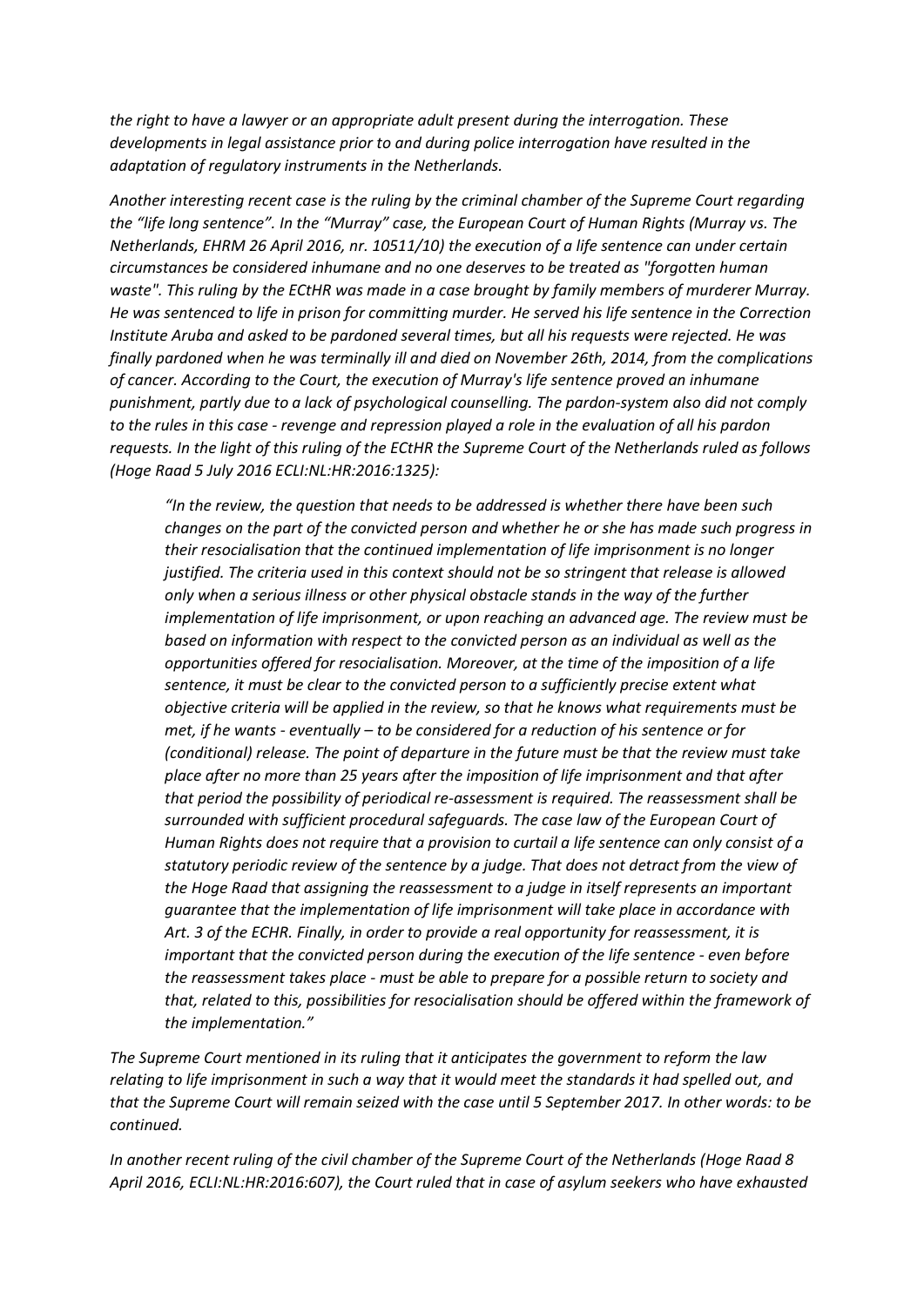*the right to have a lawyer or an appropriate adult present during the interrogation. These developments in legal assistance prior to and during police interrogation have resulted in the adaptation of regulatory instruments in the Netherlands.*

*Another interesting recent case is the ruling by the criminal chamber of the Supreme Court regarding the "life long sentence". In the "Murray" case, the European Court of Human Rights (Murray vs. The Netherlands, EHRM 26 April 2016, nr. 10511/10) the execution of a life sentence can under certain circumstances be considered inhumane and no one deserves to be treated as "forgotten human waste". This ruling by the ECtHR was made in a case brought by family members of murderer Murray. He was sentenced to life in prison for committing murder. He served his life sentence in the Correction Institute Aruba and asked to be pardoned several times, but all his requests were rejected. He was finally pardoned when he was terminally ill and died on November 26th, 2014, from the complications of cancer. According to the Court, the execution of Murray's life sentence proved an inhumane punishment, partly due to a lack of psychological counselling. The pardon-system also did not comply to the rules in this case - revenge and repression played a role in the evaluation of all his pardon requests. In the light of this ruling of the ECtHR the Supreme Court of the Netherlands ruled as follows (Hoge Raad 5 July 2016 ECLI:NL:HR:2016:1325):*

> *"In the review, the question that needs to be addressed is whether there have been such changes on the part of the convicted person and whether he or she has made such progress in their resocialisation that the continued implementation of life imprisonment is no longer justified. The criteria used in this context should not be so stringent that release is allowed only when a serious illness or other physical obstacle stands in the way of the further implementation of life imprisonment, or upon reaching an advanced age. The review must be based on information with respect to the convicted person as an individual as well as the opportunities offered for resocialisation. Moreover, at the time of the imposition of a life sentence, it must be clear to the convicted person to a sufficiently precise extent what objective criteria will be applied in the review, so that he knows what requirements must be met, if he wants - eventually – to be considered for a reduction of his sentence or for (conditional) release. The point of departure in the future must be that the review must take place after no more than 25 years after the imposition of life imprisonment and that after that period the possibility of periodical re-assessment is required. The reassessment shall be surrounded with sufficient procedural safeguards. The case law of the European Court of Human Rights does not require that a provision to curtail a life sentence can only consist of a statutory periodic review of the sentence by a judge. That does not detract from the view of the Hoge Raad that assigning the reassessment to a judge in itself represents an important guarantee that the implementation of life imprisonment will take place in accordance with Art. 3 of the ECHR. Finally, in order to provide a real opportunity for reassessment, it is important that the convicted person during the execution of the life sentence - even before the reassessment takes place - must be able to prepare for a possible return to society and that, related to this, possibilities for resocialisation should be offered within the framework of the implementation."*

*The Supreme Court mentioned in its ruling that it anticipates the government to reform the law relating to life imprisonment in such a way that it would meet the standards it had spelled out, and that the Supreme Court will remain seized with the case until 5 September 2017. In other words: to be continued.*

*In another recent ruling of the civil chamber of the Supreme Court of the Netherlands (Hoge Raad 8 April 2016, ECLI:NL:HR:2016:607), the Court ruled that in case of asylum seekers who have exhausted*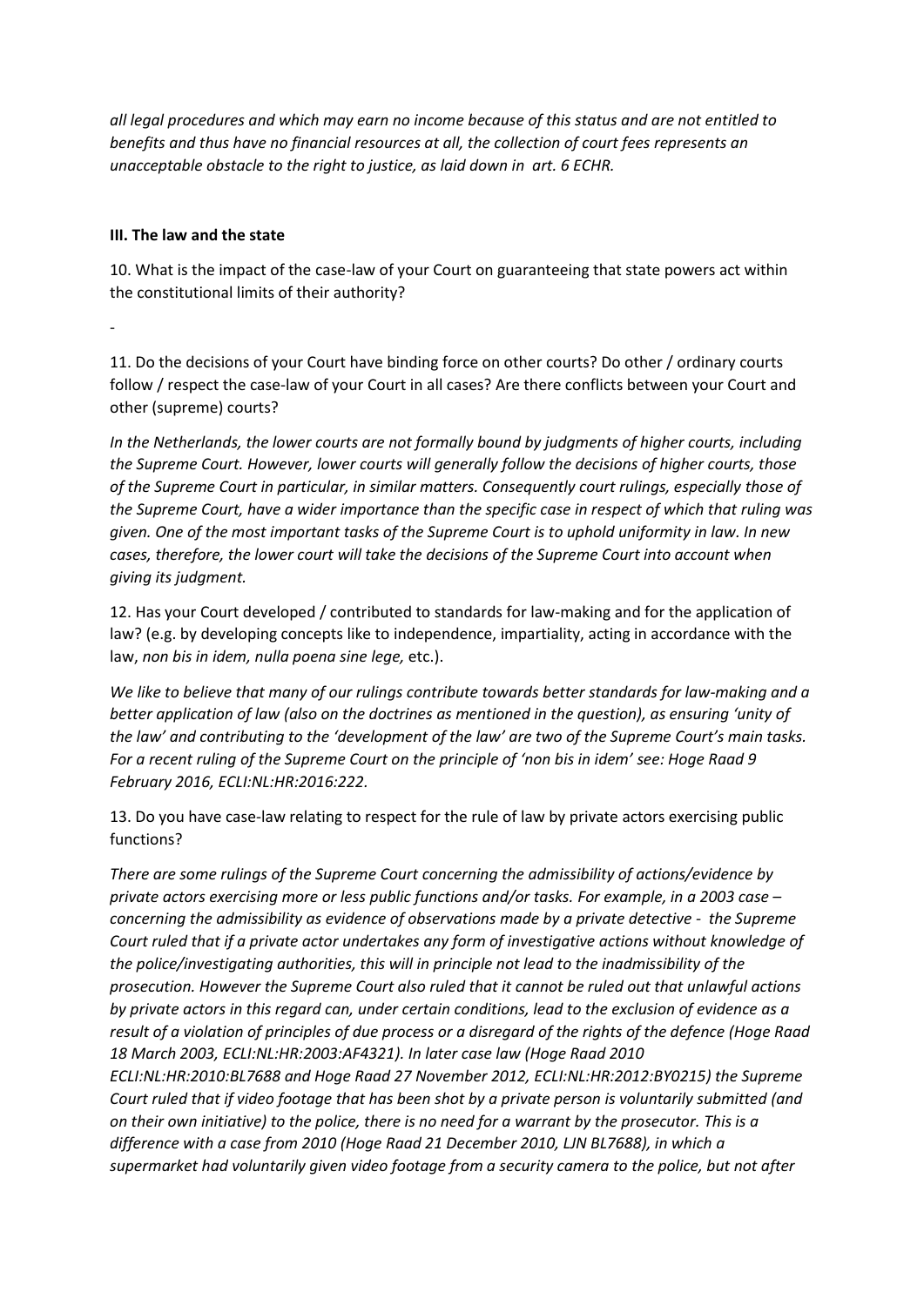*all legal procedures and which may earn no income because of this status and are not entitled to benefits and thus have no financial resources at all, the collection of court fees represents an unacceptable obstacle to the right to justice, as laid down in art. 6 ECHR.*

### III. The law and the state

10. What is the impact of the case-law of your Court on guaranteeing that state powers act within the constitutional limits of their authority?

-

11. Do the decisions of your Court have binding force on other courts? Do other / ordinary courts follow / respect the case-law of your Court in all cases? Are there conflicts between your Court and other (supreme) courts?

*In the Netherlands, the lower courts are not formally bound by judgments of higher courts, including the Supreme Court. However, lower courts will generally follow the decisions of higher courts, those of the Supreme Court in particular, in similar matters. Consequently court rulings, especially those of the Supreme Court, have a wider importance than the specific case in respect of which that ruling was given. One of the most important tasks of the Supreme Court is to uphold uniformity in law. In new cases, therefore, the lower court will take the decisions of the Supreme Court into account when giving its judgment.*

12. Has your Court developed / contributed to standards for law-making and for the application of law? (e.g. by developing concepts like to independence, impartiality, acting in accordance with the law, *non bis in idem, nulla poena sine lege,* etc.).

*We like to believe that many of our rulings contribute towards better standards for law-making and a better application of law (also on the doctrines as mentioned in the question), as ensuring 'unity of the law' and contributing to the 'development of the law' are two of the Supreme Court's main tasks. For a recent ruling of the Supreme Court on the principle of 'non bis in idem' see: Hoge Raad 9 February 2016, ECLI:NL:HR:2016:222.*

13. Do you have case-law relating to respect for the rule of law by private actors exercising public functions?

*There are some rulings of the Supreme Court concerning the admissibility of actions/evidence by private actors exercising more or less public functions and/or tasks. For example, in a 2003 case – concerning the admissibility as evidence of observations made by a private detective - the Supreme Court ruled that if a private actor undertakes any form of investigative actions without knowledge of the police/investigating authorities, this will in principle not lead to the inadmissibility of the prosecution. However the Supreme Court also ruled that it cannot be ruled out that unlawful actions by private actors in this regard can, under certain conditions, lead to the exclusion of evidence as a result of a violation of principles of due process or a disregard of the rights of the defence (Hoge Raad 18 March 2003, ECLI:NL:HR:2003:AF4321). In later case law (Hoge Raad 2010 ECLI:NL:HR:2010:BL7688 and Hoge Raad 27 November 2012, ECLI:NL:HR:2012:BY0215) the Supreme Court ruled that if video footage that has been shot by a private person is voluntarily submitted (and on their own initiative) to the police, there is no need for a warrant by the prosecutor. This is a difference with a case from 2010 (Hoge Raad 21 December 2010, LJN BL7688), in which a supermarket had voluntarily given video footage from a security camera to the police, but not after*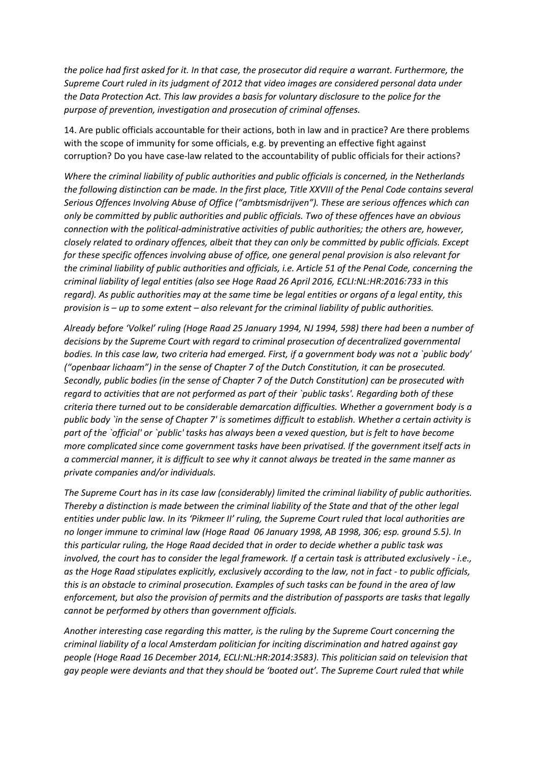*the police had first asked for it. In that case, the prosecutor did require a warrant. Furthermore, the Supreme Court ruled in its judgment of 2012 that video images are considered personal data under the Data Protection Act. This law provides a basis for voluntary disclosure to the police for the purpose of prevention, investigation and prosecution of criminal offenses.*

14. Are public officials accountable for their actions, both in law and in practice? Are there problems with the scope of immunity for some officials, e.g. by preventing an effective fight against corruption? Do you have case-law related to the accountability of public officials for their actions?

*Where the criminal liability of public authorities and public officials is concerned, in the Netherlands the following distinction can be made. In the first place, Title XXVIII of the Penal Code contains several Serious Offences Involving Abuse of Office ("ambtsmisdrijven"). These are serious offences which can only be committed by public authorities and public officials. Two of these offences have an obvious connection with the political-administrative activities of public authorities; the others are, however, closely related to ordinary offences, albeit that they can only be committed by public officials. Except for these specific offences involving abuse of office, one general penal provision is also relevant for the criminal liability of public authorities and officials, i.e. Article 51 of the Penal Code, concerning the criminal liability of legal entities (also see Hoge Raad 26 April 2016, ECLI:NL:HR:2016:733 in this regard). As public authorities may at the same time be legal entities or organs of a legal entity, this provision is – up to some extent – also relevant for the criminal liability of public authorities.*

*Already before 'Volkel' ruling (Hoge Raad 25 January 1994, NJ 1994, 598) there had been a number of decisions by the Supreme Court with regard to criminal prosecution of decentralized governmental bodies. In this case law, two criteria had emerged. First, if a government body was not a `public body' ("openbaar lichaam") in the sense of Chapter 7 of the Dutch Constitution, it can be prosecuted. Secondly, public bodies (in the sense of Chapter 7 of the Dutch Constitution) can be prosecuted with regard to activities that are not performed as part of their `public tasks'. Regarding both of these criteria there turned out to be considerable demarcation difficulties. Whether a government body is a public body `in the sense of Chapter 7' is sometimes difficult to establish. Whether a certain activity is part of the `official' or `public' tasks has always been a vexed question, but is felt to have become more complicated since come government tasks have been privatised. If the government itself acts in a commercial manner, it is difficult to see why it cannot always be treated in the same manner as private companies and/or individuals.*

*The Supreme Court has in its case law (considerably) limited the criminal liability of public authorities. Thereby a distinction is made between the criminal liability of the State and that of the other legal entities under public law. In its 'Pikmeer II' ruling, the Supreme Court ruled that local authorities are no longer immune to criminal law (Hoge Raad 06 January 1998, AB 1998, 306; esp. ground 5.5). In this particular ruling, the Hoge Raad decided that in order to decide whether a public task was involved, the court has to consider the legal framework. If a certain task is attributed exclusively - i.e., as the Hoge Raad stipulates explicitly, exclusively according to the law, not in fact - to public officials, this is an obstacle to criminal prosecution. Examples of such tasks can be found in the area of law enforcement, but also the provision of permits and the distribution of passports are tasks that legally cannot be performed by others than government officials.*

*Another interesting case regarding this matter, is the ruling by the Supreme Court concerning the criminal liability of a local Amsterdam politician for inciting discrimination and hatred against gay people (Hoge Raad 16 December 2014, ECLI:NL:HR:2014:3583). This politician said on television that gay people were deviants and that they should be 'booted out'. The Supreme Court ruled that while*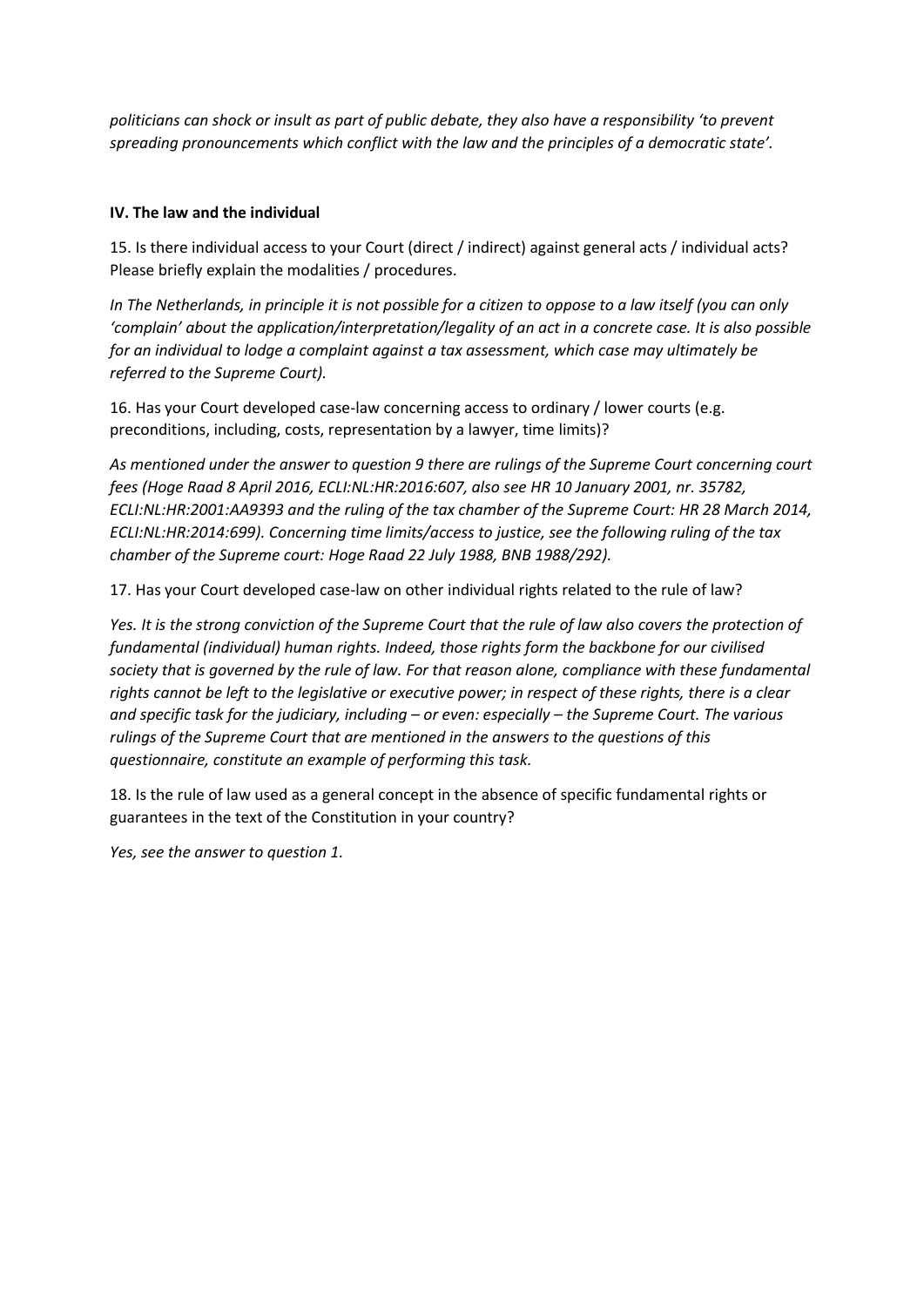*politicians can shock or insult as part of public debate, they also have a responsibility 'to prevent spreading pronouncements which conflict with the law and the principles of a democratic state'.*

**IV. The law and the individual**

15. Is there individual access to your Court (direct / indirect) against general acts / individual acts? Please briefly explain the modalities / procedures.

*In The Netherlands, in principle it is not possible for a citizen to oppose to a law itself (you can only 'complain' about the application/interpretation/legality of an act in a concrete case. It is also possible for an individual to lodge a complaint against a tax assessment, which case may ultimately be referred to the Supreme Court).*

16. Has your Court developed case-law concerning access to ordinary / lower courts (e.g. preconditions, including, costs, representation by a lawyer, time limits)?

*As mentioned under the answer to question 9 there are rulings of the Supreme Court concerning court fees (Hoge Raad 8 April 2016, ECLI:NL:HR:2016:607, also see HR 10 January 2001, nr. 35782, ECLI:NL:HR:2001:AA9393 and the ruling of the tax chamber of the Supreme Court: HR 28 March 2014, ECLI:NL:HR:2014:699). Concerning time limits/access to justice, see the following ruling of the tax chamber of the Supreme court: Hoge Raad 22 July 1988, BNB 1988/292).*

17. Has your Court developed case-law on other individual rights related to the rule of law?

*Yes. It is the strong conviction of the Supreme Court that the rule of law also covers the protection of fundamental (individual) human rights. Indeed, those rights form the backbone for our civilised society that is governed by the rule of law. For that reason alone, compliance with these fundamental rights cannot be left to the legislative or executive power; in respect of these rights, there is a clear and specific task for the judiciary, including – or even: especially – the Supreme Court. The various rulings of the Supreme Court that are mentioned in the answers to the questions of this questionnaire, constitute an example of performing this task.*

18. Is the rule of law used as a general concept in the absence of specific fundamental rights or guarantees in the text of the Constitution in your country?

*Yes, see the answer to question 1.*